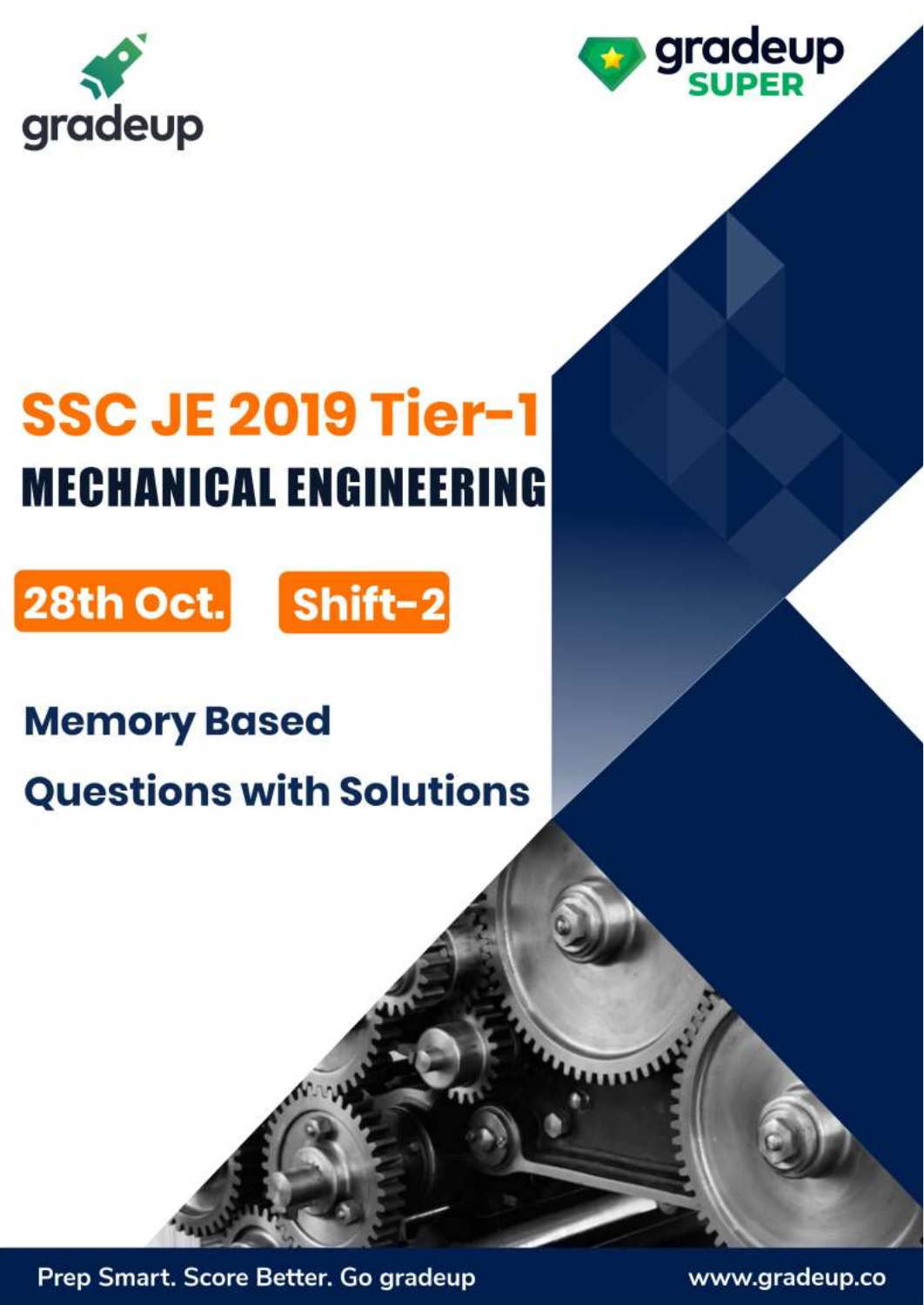gradeup

gradeup SUPER

# SSC JE 2019 Tier-1

## MECHANICAL ENGINEERING

**28th Oct.** **Shift-2**

## Memory Based Questions with Solutions

Prep Smart. Score Better. Go gradeup

www.gradeup.co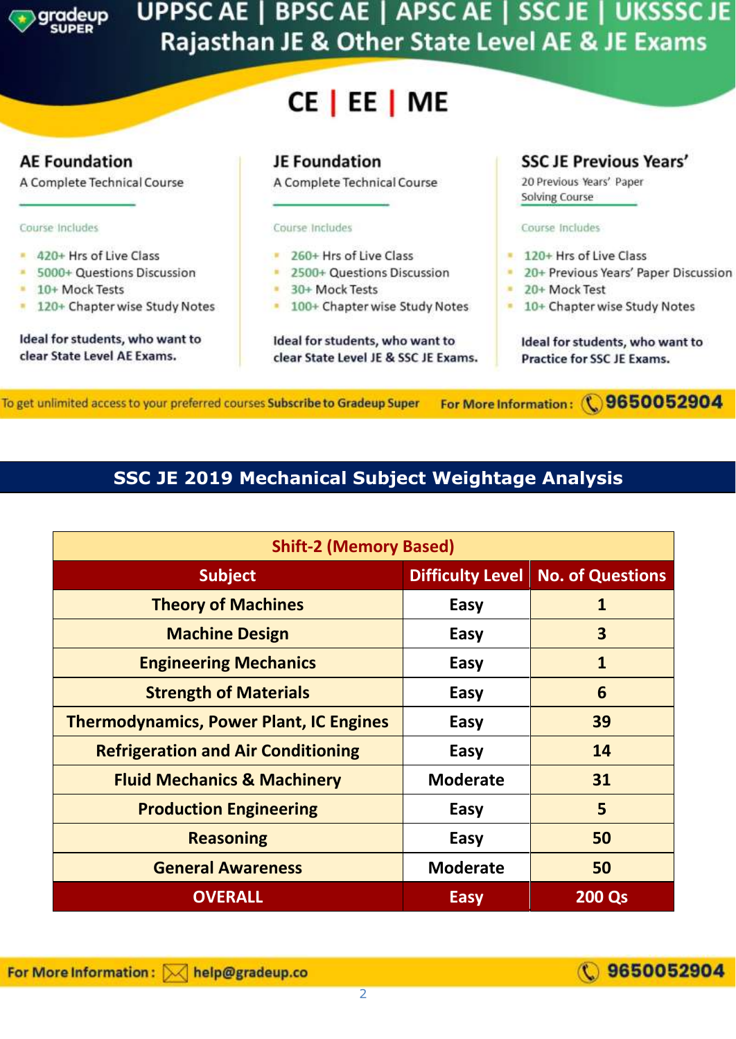# UPPSC AE | BPSC AE | APSC AE | SSC JE | UKSSSC JE
## Rajasthan JE & Other State Level AE & JE Exams

### CE | EE | ME

**AE Foundation**
A Complete Technical Course

Course Includes

- 420+ Hrs of Live Class
- 5000+ Questions Discussion
- 10+ Mock Tests
- 120+ Chapter wise Study Notes

**Ideal for students, who want to clear State Level AE Exams.**

**JE Foundation**
A Complete Technical Course

Course Includes

- 260+ Hrs of Live Class
- 2500+ Questions Discussion
- 30+ Mock Tests
- 100+ Chapter wise Study Notes

**Ideal for students, who want to clear State Level JE & SSC JE Exams.**

**SSC JE Previous Years'**
20 Previous Years' Paper Solving Course

Course Includes

- 120+ Hrs of Live Class
- 20+ Previous Years' Paper Discussion
- 20+ Mock Test
- 10+ Chapter wise Study Notes

**Ideal for students, who want to Practice for SSC JE Exams.**

To get unlimited access to your preferred courses **Subscribe to Gradeup Super** **For More Information: 9650052904**

## SSC JE 2019 Mechanical Subject Weightage Analysis

| Shift-2 (Memory Based) | | |
|---|---|---|
| **Subject** | **Difficulty Level** | **No. of Questions** |
| Theory of Machines | Easy | 1 |
| Machine Design | Easy | 3 |
| Engineering Mechanics | Easy | 1 |
| Strength of Materials | Easy | 6 |
| Thermodynamics, Power Plant, IC Engines | Easy | 39 |
| Refrigeration and Air Conditioning | Easy | 14 |
| Fluid Mechanics & Machinery | Moderate | 31 |
| Production Engineering | Easy | 5 |
| Reasoning | Easy | 50 |
| General Awareness | Moderate | 50 |
| **OVERALL** | **Easy** | **200 Qs** |

**For More Information:** help@gradeup.co **9650052904**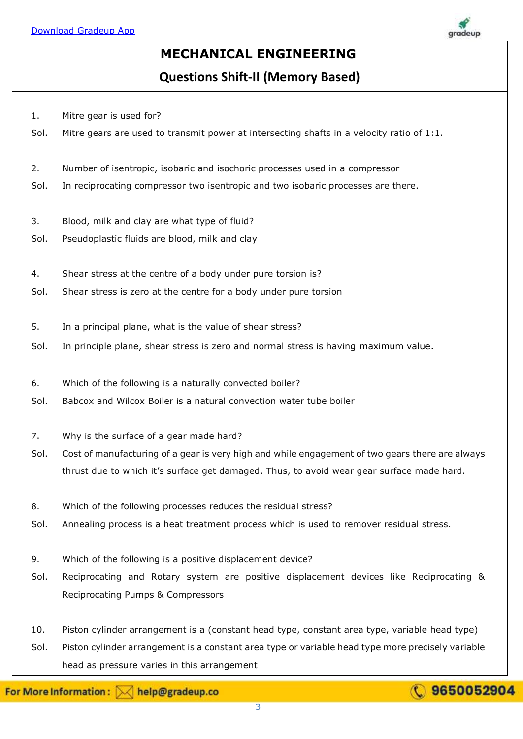# MECHANICAL ENGINEERING

## Questions Shift-II (Memory Based)

1. Mitre gear is used for?

Sol. Mitre gears are used to transmit power at intersecting shafts in a velocity ratio of 1:1.

2. Number of isentropic, isobaric and isochoric processes used in a compressor

Sol. In reciprocating compressor two isentropic and two isobaric processes are there.

3. Blood, milk and clay are what type of fluid?

Sol. Pseudoplastic fluids are blood, milk and clay

4. Shear stress at the centre of a body under pure torsion is?

Sol. Shear stress is zero at the centre for a body under pure torsion

5. In a principal plane, what is the value of shear stress?

Sol. In principle plane, shear stress is zero and normal stress is having maximum value.

6. Which of the following is a naturally convected boiler?

Sol. Babcox and Wilcox Boiler is a natural convection water tube boiler

7. Why is the surface of a gear made hard?

Sol. Cost of manufacturing of a gear is very high and while engagement of two gears there are always thrust due to which it's surface get damaged. Thus, to avoid wear gear surface made hard.

8. Which of the following processes reduces the residual stress?

Sol. Annealing process is a heat treatment process which is used to remover residual stress.

9. Which of the following is a positive displacement device?

Sol. Reciprocating and Rotary system are positive displacement devices like Reciprocating & Reciprocating Pumps & Compressors

10. Piston cylinder arrangement is a (constant head type, constant area type, variable head type)

Sol. Piston cylinder arrangement is a constant area type or variable head type more precisely variable head as pressure varies in this arrangement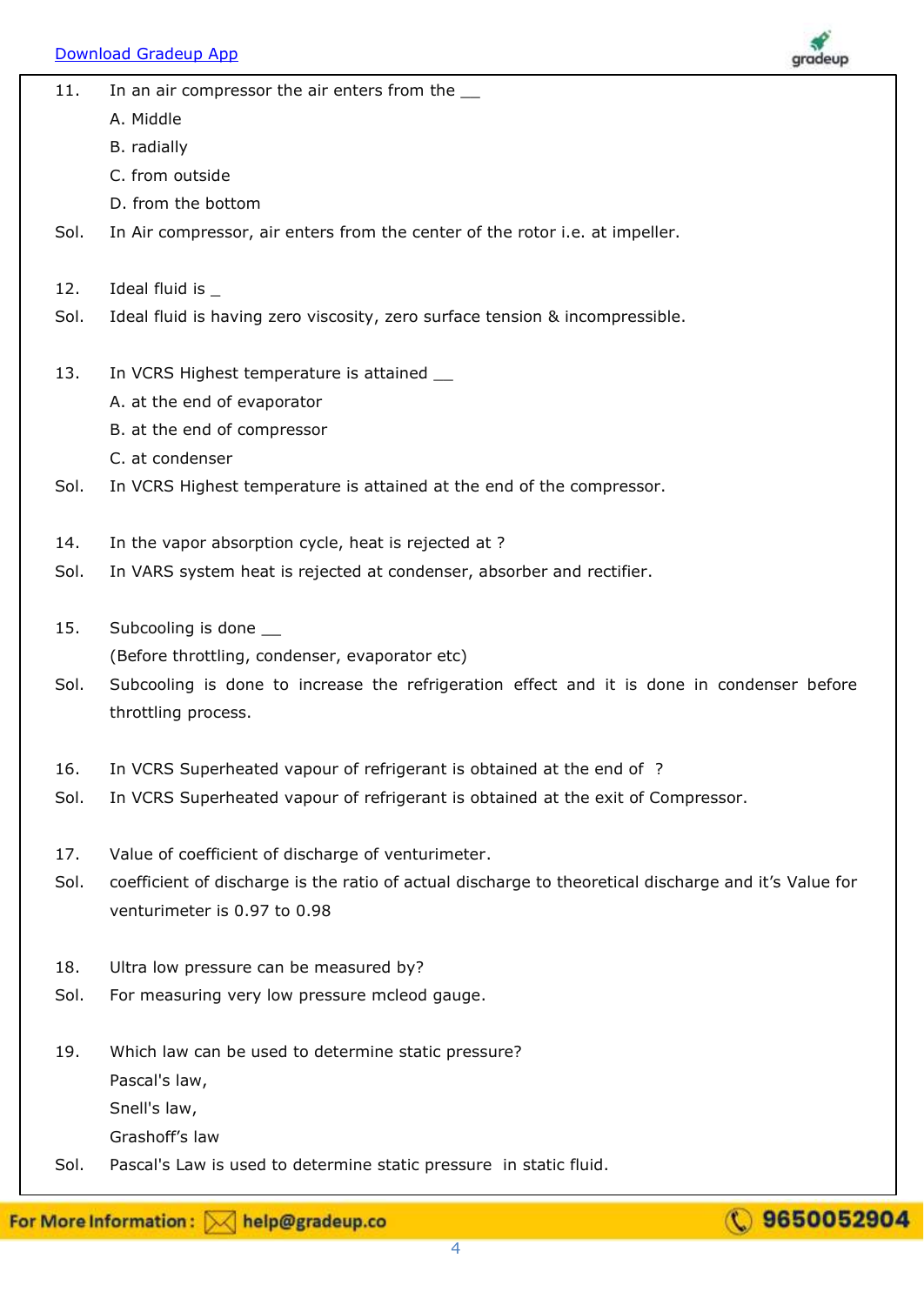11. In an air compressor the air enters from the __

A. Middle

B. radially

C. from outside

D. from the bottom

Sol. In Air compressor, air enters from the center of the rotor i.e. at impeller.

12. Ideal fluid is _

Sol. Ideal fluid is having zero viscosity, zero surface tension & incompressible.

13. In VCRS Highest temperature is attained __

A. at the end of evaporator

B. at the end of compressor

C. at condenser

Sol. In VCRS Highest temperature is attained at the end of the compressor.

14. In the vapor absorption cycle, heat is rejected at ?

Sol. In VARS system heat is rejected at condenser, absorber and rectifier.

15. Subcooling is done __

(Before throttling, condenser, evaporator etc)

Sol. Subcooling is done to increase the refrigeration effect and it is done in condenser before throttling process.

16. In VCRS Superheated vapour of refrigerant is obtained at the end of ?

Sol. In VCRS Superheated vapour of refrigerant is obtained at the exit of Compressor.

17. Value of coefficient of discharge of venturimeter.

Sol. coefficient of discharge is the ratio of actual discharge to theoretical discharge and it's Value for venturimeter is 0.97 to 0.98

18. Ultra low pressure can be measured by?

Sol. For measuring very low pressure mcleod gauge.

19. Which law can be used to determine static pressure?

Pascal's law,

Snell's law,

Grashoff's law

Sol. Pascal's Law is used to determine static pressure in static fluid.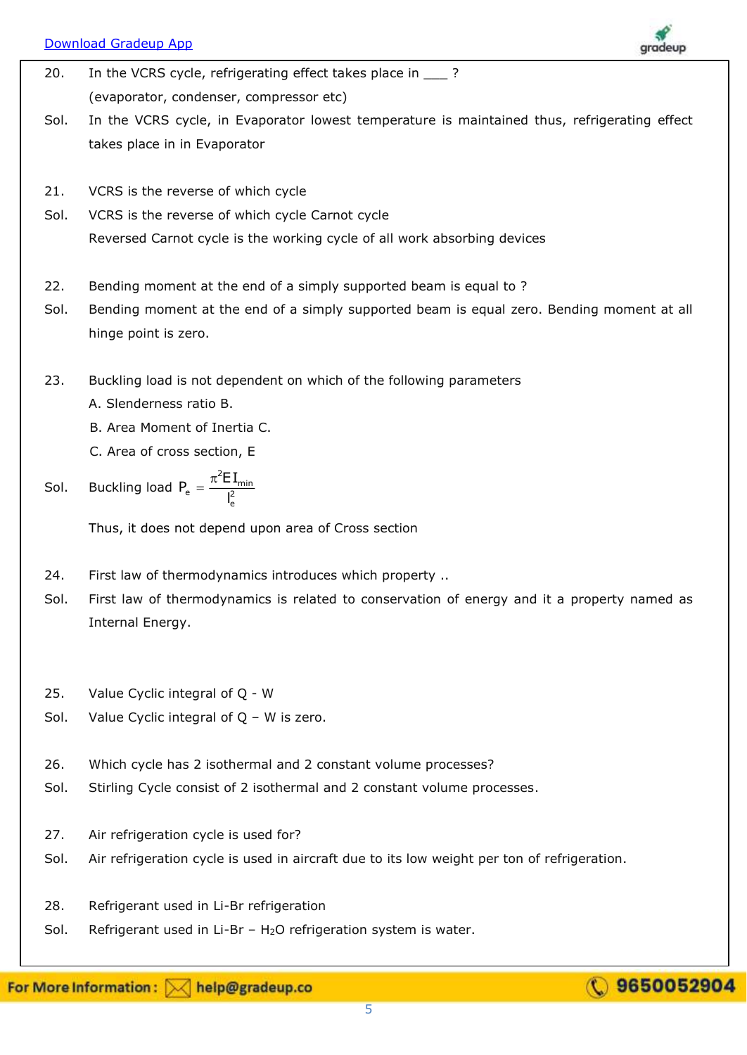20. In the VCRS cycle, refrigerating effect takes place in ___ ?

(evaporator, condenser, compressor etc)

Sol. In the VCRS cycle, in Evaporator lowest temperature is maintained thus, refrigerating effect takes place in in Evaporator

21. VCRS is the reverse of which cycle

Sol. VCRS is the reverse of which cycle Carnot cycle

Reversed Carnot cycle is the working cycle of all work absorbing devices

22. Bending moment at the end of a simply supported beam is equal to ?

Sol. Bending moment at the end of a simply supported beam is equal zero. Bending moment at all hinge point is zero.

23. Buckling load is not dependent on which of the following parameters

A. Slenderness ratio B.

B. Area Moment of Inertia C.

C. Area of cross section, E

Sol. Buckling load $P_e = \frac{\pi^2 E I_{min}}{l_e^2}$

Thus, it does not depend upon area of Cross section

24. First law of thermodynamics introduces which property ..

Sol. First law of thermodynamics is related to conservation of energy and it a property named as Internal Energy.

25. Value Cyclic integral of Q - W

Sol. Value Cyclic integral of Q – W is zero.

26. Which cycle has 2 isothermal and 2 constant volume processes?

Sol. Stirling Cycle consist of 2 isothermal and 2 constant volume processes.

27. Air refrigeration cycle is used for?

Sol. Air refrigeration cycle is used in aircraft due to its low weight per ton of refrigeration.

28. Refrigerant used in Li-Br refrigeration

Sol. Refrigerant used in Li-Br – $H_2O$ refrigeration system is water.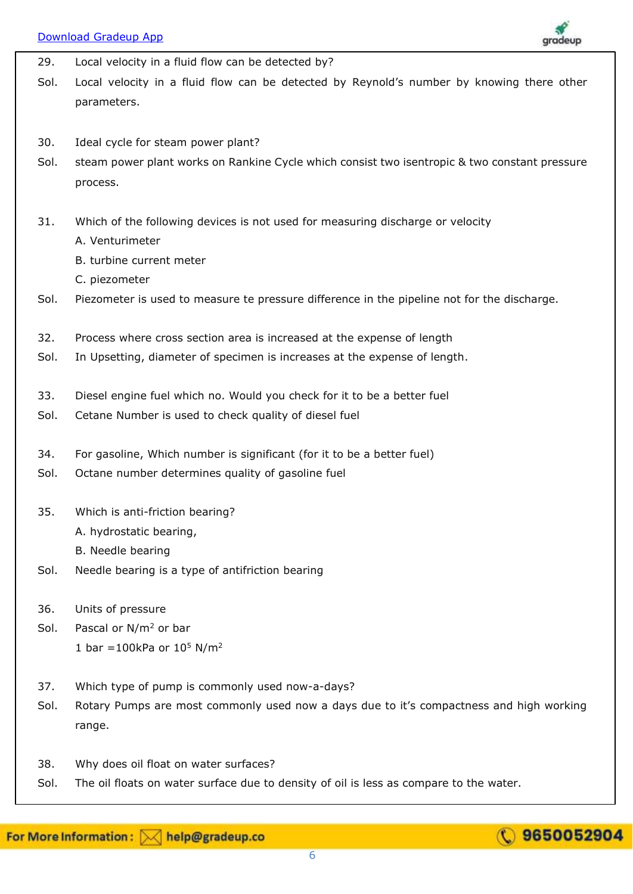29. Local velocity in a fluid flow can be detected by?

Sol. Local velocity in a fluid flow can be detected by Reynold's number by knowing there other parameters.

30. Ideal cycle for steam power plant?

Sol. steam power plant works on Rankine Cycle which consist two isentropic & two constant pressure process.

31. Which of the following devices is not used for measuring discharge or velocity

A. Venturimeter

B. turbine current meter

C. piezometer

Sol. Piezometer is used to measure te pressure difference in the pipeline not for the discharge.

32. Process where cross section area is increased at the expense of length

Sol. In Upsetting, diameter of specimen is increases at the expense of length.

33. Diesel engine fuel which no. Would you check for it to be a better fuel

Sol. Cetane Number is used to check quality of diesel fuel

34. For gasoline, Which number is significant (for it to be a better fuel)

Sol. Octane number determines quality of gasoline fuel

35. Which is anti-friction bearing?

A. hydrostatic bearing,

B. Needle bearing

Sol. Needle bearing is a type of antifriction bearing

36. Units of pressure

Sol. Pascal or $N/m^2$ or bar

1 bar =100kPa or $10^5$ $N/m^2$

37. Which type of pump is commonly used now-a-days?

Sol. Rotary Pumps are most commonly used now a days due to it's compactness and high working range.

38. Why does oil float on water surfaces?

Sol. The oil floats on water surface due to density of oil is less as compare to the water.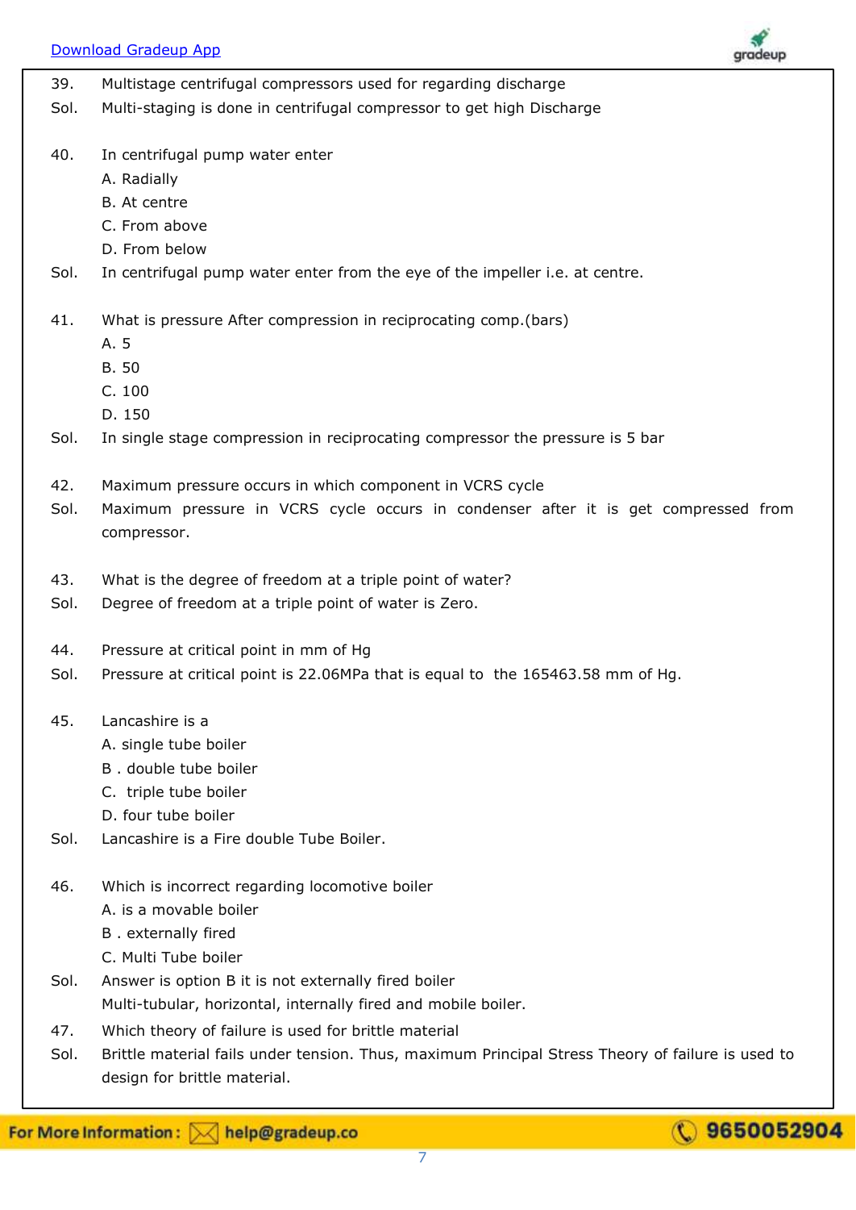39. Multistage centrifugal compressors used for regarding discharge

Sol. Multi-staging is done in centrifugal compressor to get high Discharge

40. In centrifugal pump water enter

A. Radially

B. At centre

C. From above

D. From below

Sol. In centrifugal pump water enter from the eye of the impeller i.e. at centre.

41. What is pressure After compression in reciprocating comp.(bars)

A. 5

B. 50

C. 100

D. 150

Sol. In single stage compression in reciprocating compressor the pressure is 5 bar

42. Maximum pressure occurs in which component in VCRS cycle

Sol. Maximum pressure in VCRS cycle occurs in condenser after it is get compressed from compressor.

43. What is the degree of freedom at a triple point of water?

Sol. Degree of freedom at a triple point of water is Zero.

44. Pressure at critical point in mm of Hg

Sol. Pressure at critical point is 22.06MPa that is equal to the 165463.58 mm of Hg.

45. Lancashire is a

A. single tube boiler

B . double tube boiler

C. triple tube boiler

D. four tube boiler

Sol. Lancashire is a Fire double Tube Boiler.

46. Which is incorrect regarding locomotive boiler

A. is a movable boiler

B . externally fired

C. Multi Tube boiler

Sol. Answer is option B it is not externally fired boiler

Multi-tubular, horizontal, internally fired and mobile boiler.

47. Which theory of failure is used for brittle material

Sol. Brittle material fails under tension. Thus, maximum Principal Stress Theory of failure is used to design for brittle material.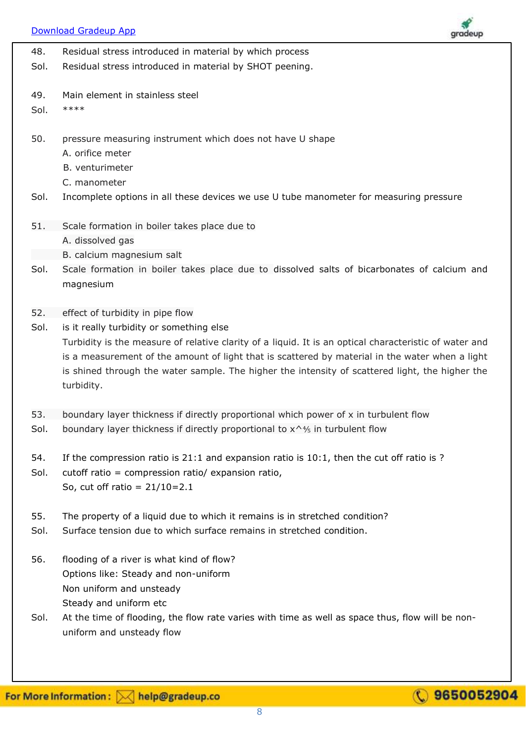48. Residual stress introduced in material by which process

Sol. Residual stress introduced in material by SHOT peening.

49. Main element in stainless steel

Sol. ****

50. pressure measuring instrument which does not have U shape

A. orifice meter

B. venturimeter

C. manometer

Sol. Incomplete options in all these devices we use U tube manometer for measuring pressure

51. Scale formation in boiler takes place due to

A. dissolved gas

B. calcium magnesium salt

Sol. Scale formation in boiler takes place due to dissolved salts of bicarbonates of calcium and magnesium

52. effect of turbidity in pipe flow

Sol. is it really turbidity or something else

Turbidity is the measure of relative clarity of a liquid. It is an optical characteristic of water and is a measurement of the amount of light that is scattered by material in the water when a light is shined through the water sample. The higher the intensity of scattered light, the higher the turbidity.

53. boundary layer thickness if directly proportional which power of x in turbulent flow

Sol. boundary layer thickness if directly proportional to $x^{4/5}$ in turbulent flow

54. If the compression ratio is 21:1 and expansion ratio is 10:1, then the cut off ratio is ?

Sol. cutoff ratio = compression ratio/ expansion ratio,

So, cut off ratio = 21/10=2.1

55. The property of a liquid due to which it remains is in stretched condition?

Sol. Surface tension due to which surface remains in stretched condition.

56. flooding of a river is what kind of flow?

Options like: Steady and non-uniform

Non uniform and unsteady

Steady and uniform etc

Sol. At the time of flooding, the flow rate varies with time as well as space thus, flow will be non-uniform and unsteady flow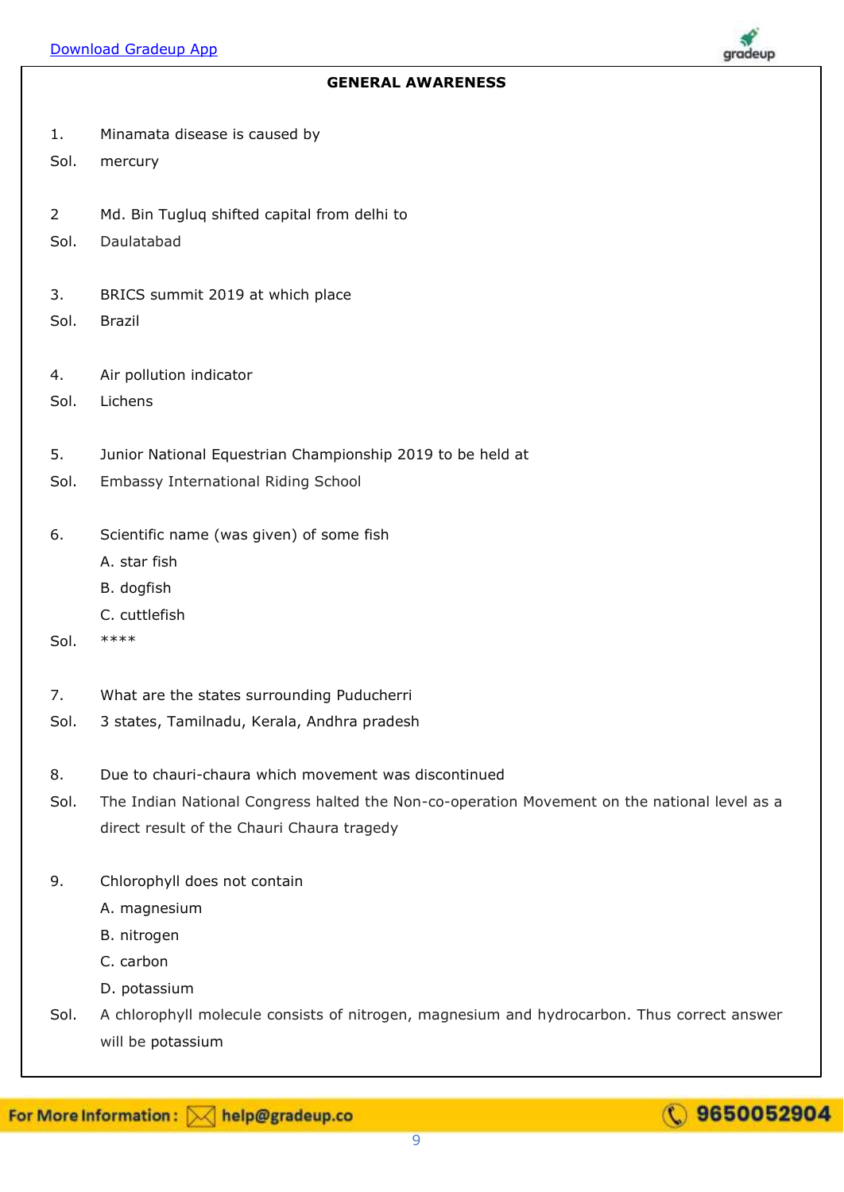## GENERAL AWARENESS

1. Minamata disease is caused by

Sol. mercury

2 Md. Bin Tugluq shifted capital from delhi to

Sol. Daulatabad

3. BRICS summit 2019 at which place

Sol. Brazil

4. Air pollution indicator

Sol. Lichens

5. Junior National Equestrian Championship 2019 to be held at

Sol. Embassy International Riding School

6. Scientific name (was given) of some fish

A. star fish

B. dogfish

C. cuttlefish

Sol. ****

7. What are the states surrounding Puducherri

Sol. 3 states, Tamilnadu, Kerala, Andhra pradesh

8. Due to chauri-chaura which movement was discontinued

Sol. The Indian National Congress halted the Non-co-operation Movement on the national level as a direct result of the Chauri Chaura tragedy

9. Chlorophyll does not contain

A. magnesium

B. nitrogen

C. carbon

D. potassium

Sol. A chlorophyll molecule consists of nitrogen, magnesium and hydrocarbon. Thus correct answer will be potassium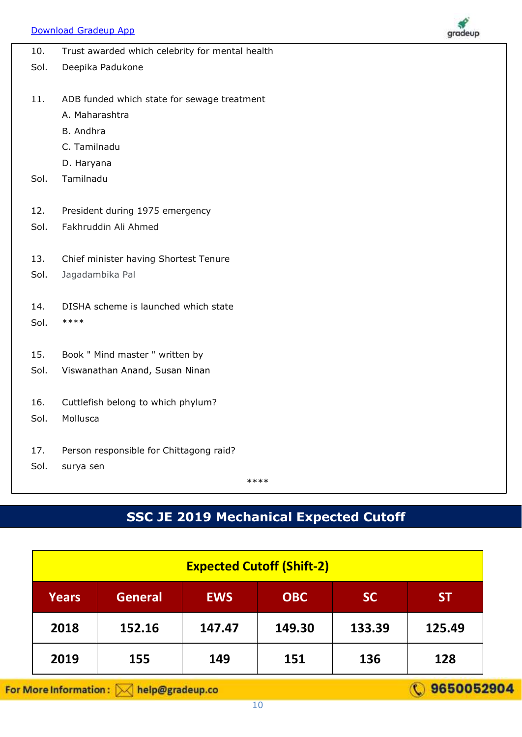10. Trust awarded which celebrity for mental health

Sol. Deepika Padukone

11. ADB funded which state for sewage treatment

A. Maharashtra

B. Andhra

C. Tamilnadu

D. Haryana

Sol. Tamilnadu

12. President during 1975 emergency

Sol. Fakhruddin Ali Ahmed

13. Chief minister having Shortest Tenure

Sol. Jagadambika Pal

14. DISHA scheme is launched which state

Sol. ****

15. Book " Mind master " written by

Sol. Viswanathan Anand, Susan Ninan

16. Cuttlefish belong to which phylum?

Sol. Mollusca

17. Person responsible for Chittagong raid?

Sol. surya sen

****

## SSC JE 2019 Mechanical Expected Cutoff

| Expected Cutoff (Shift-2) | | | | | |
|---|---|---|---|---|---|
| **Years** | **General** | **EWS** | **OBC** | **SC** | **ST** |
| 2018 | 152.16 | 147.47 | 149.30 | 133.39 | 125.49 |
| 2019 | 155 | 149 | 151 | 136 | 128 |

For More Information : help@gradeup.co 9650052904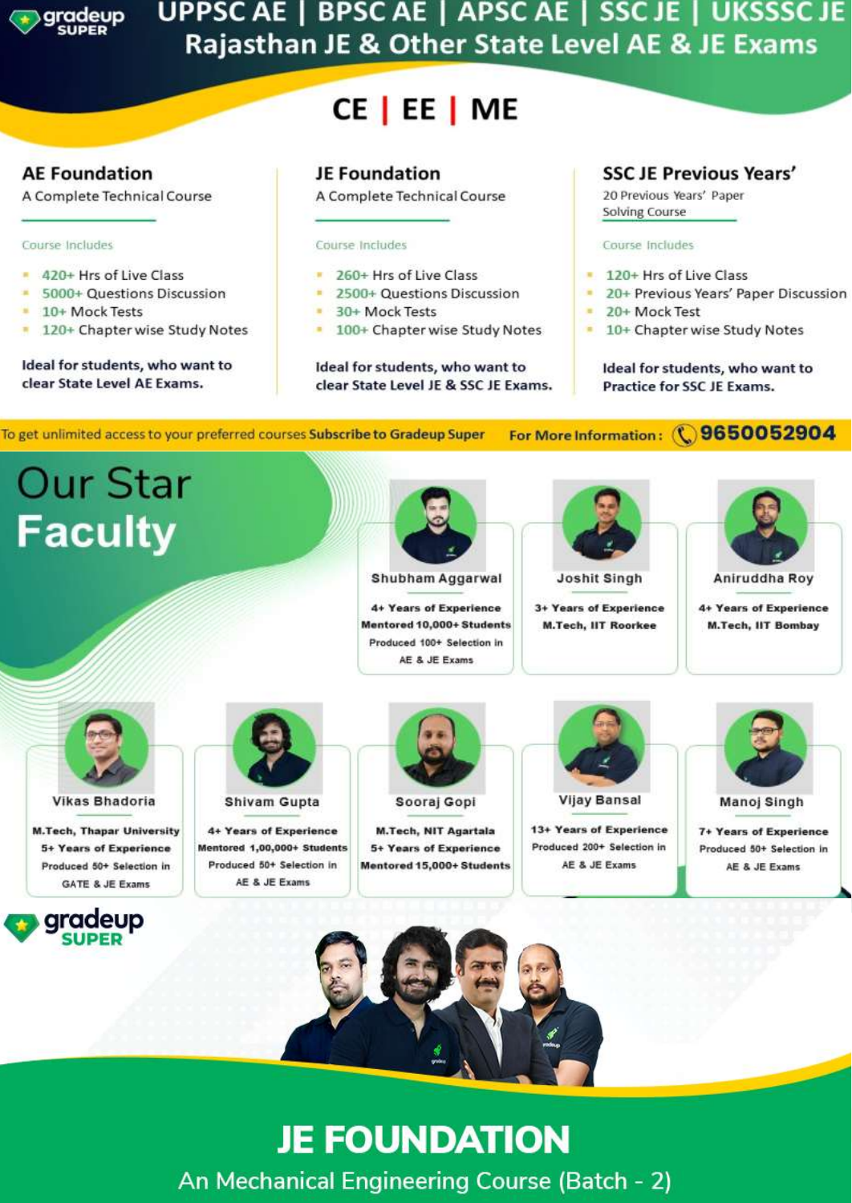# UPPSC AE | BPSC AE | APSC AE | SSC JE | UKSSSC JE Rajasthan JE & Other State Level AE & JE Exams

## CE | EE | ME

### AE Foundation
A Complete Technical Course

Course Includes

- 420+ Hrs of Live Class
- 5000+ Questions Discussion
- 10+ Mock Tests
- 120+ Chapter wise Study Notes

**Ideal for students, who want to clear State Level AE Exams.**

### JE Foundation
A Complete Technical Course

Course Includes

- 260+ Hrs of Live Class
- 2500+ Questions Discussion
- 30+ Mock Tests
- 100+ Chapter wise Study Notes

**Ideal for students, who want to clear State Level JE & SSC JE Exams.**

### SSC JE Previous Years'
20 Previous Years' Paper Solving Course

Course Includes

- 120+ Hrs of Live Class
- 20+ Previous Years' Paper Discussion
- 20+ Mock Test
- 10+ Chapter wise Study Notes

**Ideal for students, who want to Practice for SSC JE Exams.**

To get unlimited access to your preferred courses **Subscribe to Gradeup Super** **For More Information : 9650052904**

## Our Star Faculty

**Shubham Aggarwal**
4+ Years of Experience
Mentored 10,000+ Students
Produced 100+ Selection in AE & JE Exams

**Joshit Singh**
3+ Years of Experience
M.Tech, IIT Roorkee

**Aniruddha Roy**
4+ Years of Experience
M.Tech, IIT Bombay

**Vikas Bhadoria**
M.Tech, Thapar University
5+ Years of Experience
Produced 50+ Selection in GATE & JE Exams

**Shivam Gupta**
4+ Years of Experience
Mentored 1,00,000+ Students
Produced 50+ Selection in AE & JE Exams

**Sooraj Gopi**
M.Tech, NIT Agartala
5+ Years of Experience
Mentored 15,000+ Students

**Vijay Bansal**
13+ Years of Experience
Produced 200+ Selection in AE & JE Exams

**Manoj Singh**
7+ Years of Experience
Produced 50+ Selection in AE & JE Exams

gradeup SUPER

# JE FOUNDATION

An Mechanical Engineering Course (Batch - 2)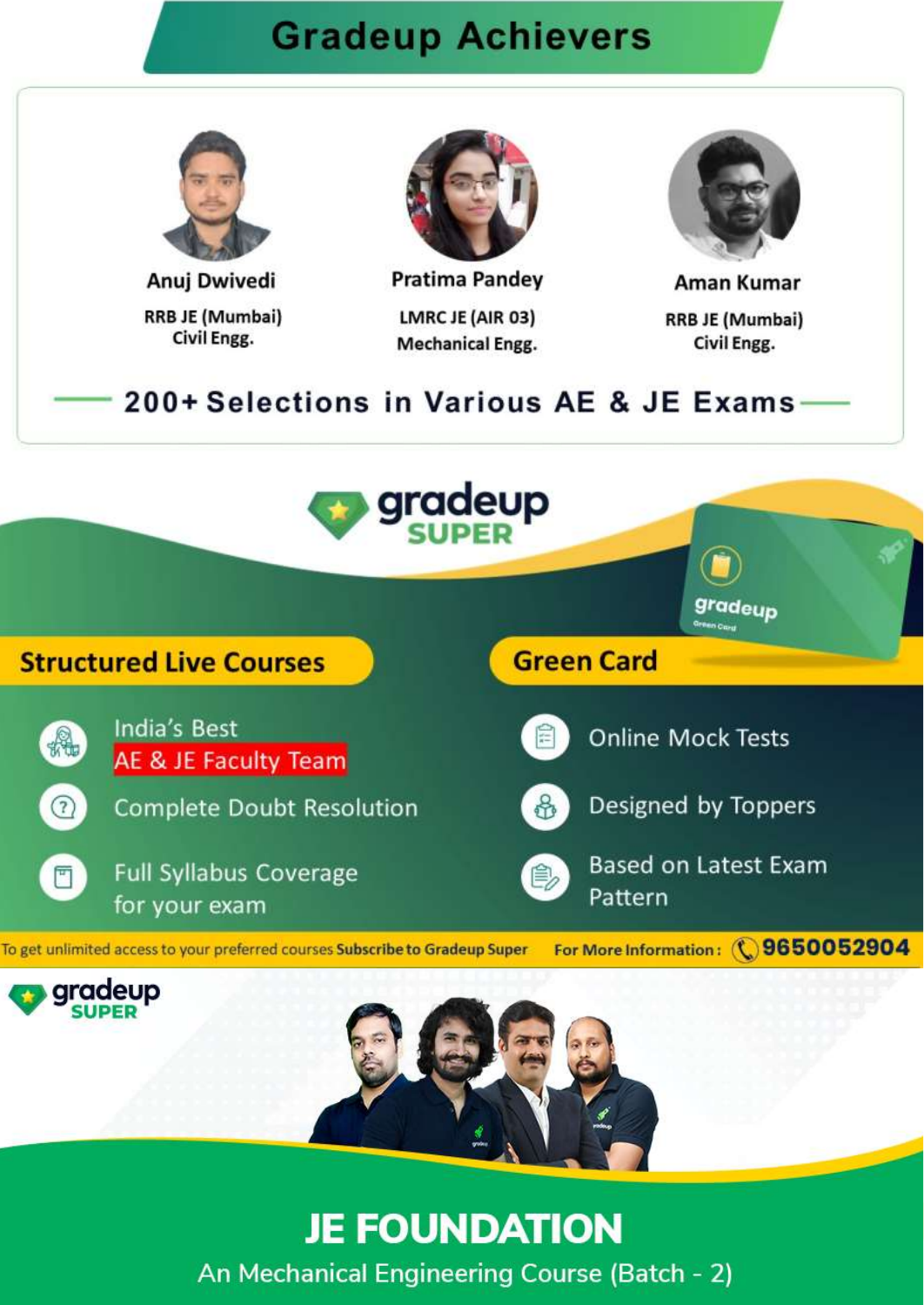# Gradeup Achievers

**Anuj Dwivedi**
RRB JE (Mumbai)
Civil Engg.

**Pratima Pandey**
LMRC JE (AIR 03)
Mechanical Engg.

**Aman Kumar**
RRB JE (Mumbai)
Civil Engg.

**200+ Selections in Various AE & JE Exams**

## gradeup SUPER

### Structured Live Courses

- India's Best AE & JE Faculty Team
- Complete Doubt Resolution
- Full Syllabus Coverage for your exam

### Green Card

- Online Mock Tests
- Designed by Toppers
- Based on Latest Exam Pattern

To get unlimited access to your preferred courses **Subscribe to Gradeup Super**

**For More Information: 9650052904**

gradeup SUPER

# JE FOUNDATION

An Mechanical Engineering Course (Batch - 2)